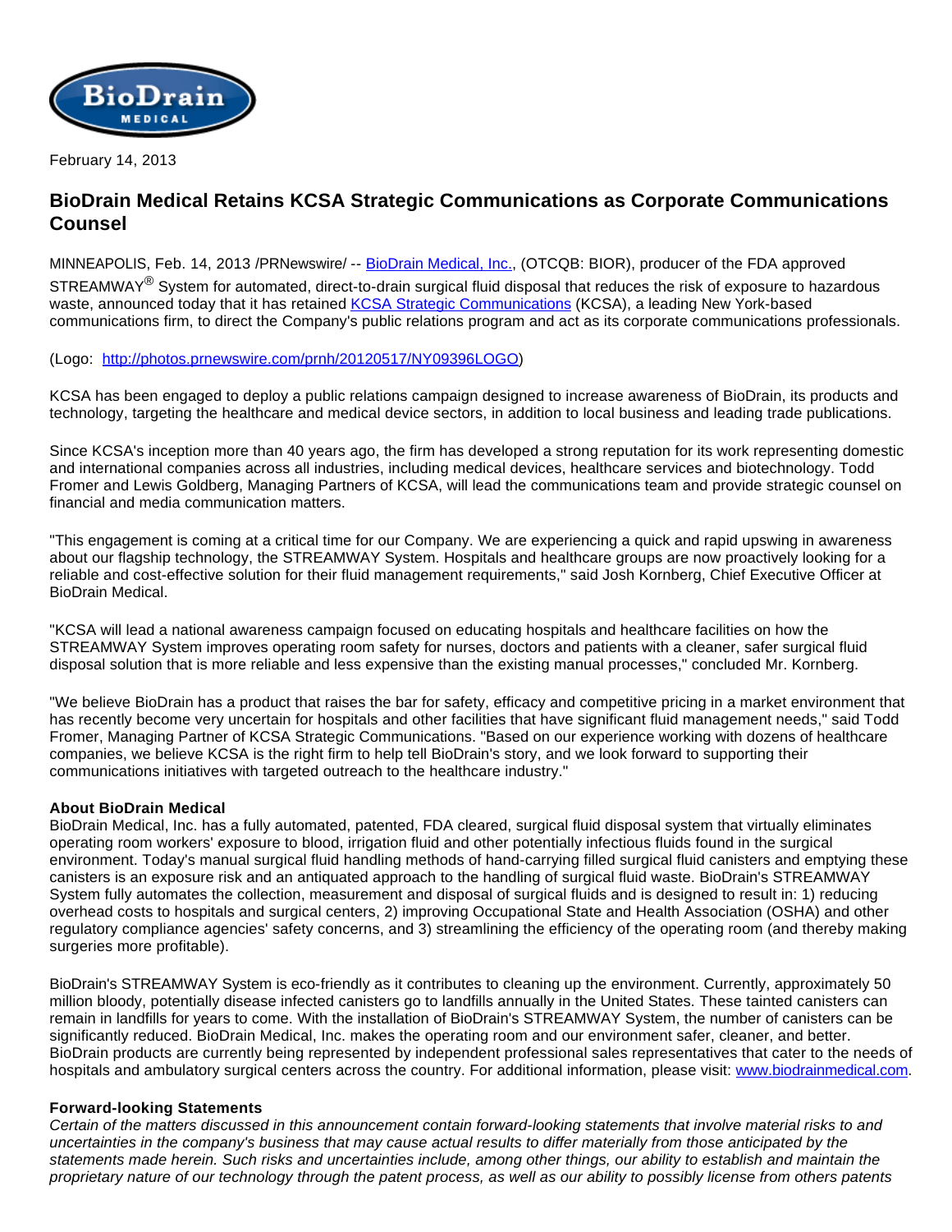February 14, 2013

# BioDrain Medical Retains KCSA Strategic Communications as Corporate Communications Counsel

MINNEAPOLIS, Feb. 14, 2013 /PRNewswire/ -- [BioDrain Medical, Inc.](http://www.biodrainmedical.com), (OTCQB: BIOR), producer of the FDA approved STREAMWAY® System for automated, direct-to-drain surgical fluid disposal that reduces the risk of exposure to hazardous waste, announced today that it has retained [KCSA Strategic Communications](http://www.kcsa.com) (KCSA), a leading New York-based communications firm, to direct the Company's public relations program and act as its corporate communications professionals.

(Logo: [http://photos.prnewswire.com/prnh/20120517/NY09396LOGO](http://photos.prnewswire.com/prnh/20120517/NY09396LOGO))

KCSA has been engaged to deploy a public relations campaign designed to increase awareness of BioDrain, its products and technology, targeting the healthcare and medical device sectors, in addition to local business and leading trade publications.

Since KCSA's inception more than 40 years ago, the firm has developed a strong reputation for its work representing domestic and international companies across all industries, including medical devices, healthcare services and biotechnology. Todd Fromer and Lewis Goldberg, Managing Partners of KCSA, will lead the communications team and provide strategic counsel on financial and media communication matters.

"This engagement is coming at a critical time for our Company. We are experiencing a quick and rapid upswing in awareness about our flagship technology, the STREAMWAY System. Hospitals and healthcare groups are now proactively looking for a reliable and cost-effective solution for their fluid management requirements," said Josh Kornberg, Chief Executive Officer at BioDrain Medical.

"KCSA will lead a national awareness campaign focused on educating hospitals and healthcare facilities on how the STREAMWAY System improves operating room safety for nurses, doctors and patients with a cleaner, safer surgical fluid disposal solution that is more reliable and less expensive than the existing manual processes," concluded Mr. Kornberg.

"We believe BioDrain has a product that raises the bar for safety, efficacy and competitive pricing in a market environment that has recently become very uncertain for hospitals and other facilities that have significant fluid management needs," said Todd Fromer, Managing Partner of KCSA Strategic Communications. "Based on our experience working with dozens of healthcare companies, we believe KCSA is the right firm to help tell BioDrain's story, and we look forward to supporting their communications initiatives with targeted outreach to the healthcare industry."

**About BioDrain Medical**

BioDrain Medical, Inc. has a fully automated, patented, FDA cleared, surgical fluid disposal system that virtually eliminates operating room workers' exposure to blood, irrigation fluid and other potentially infectious fluids found in the surgical environment. Today's manual surgical fluid handling methods of hand-carrying filled surgical fluid canisters and emptying these canisters is an exposure risk and an antiquated approach to the handling of surgical fluid waste. BioDrain's STREAMWAY System fully automates the collection, measurement and disposal of surgical fluids and is designed to result in: 1) reducing overhead costs to hospitals and surgical centers, 2) improving Occupational State and Health Association (OSHA) and other regulatory compliance agencies' safety concerns, and 3) streamlining the efficiency of the operating room (and thereby making surgeries more profitable).

BioDrain's STREAMWAY System is eco-friendly as it contributes to cleaning up the environment. Currently, approximately 50 million bloody, potentially disease infected canisters go to landfills annually in the United States. These tainted canisters can remain in landfills for years to come. With the installation of BioDrain's STREAMWAY System, the number of canisters can be significantly reduced. BioDrain Medical, Inc. makes the operating room and our environment safer, cleaner, and better. BioDrain products are currently being represented by independent professional sales representatives that cater to the needs of hospitals and ambulatory surgical centers across the country. For additional information, please visit: [www.biodrainmedical.com](http://www.biodrainmedical.com).

**Forward-looking Statements**

*Certain of the matters discussed in this announcement contain forward-looking statements that involve material risks to and uncertainties in the company's business that may cause actual results to differ materially from those anticipated by the statements made herein. Such risks and uncertainties include, among other things, our ability to establish and maintain the proprietary nature of our technology through the patent process, as well as our ability to possibly license from others patents*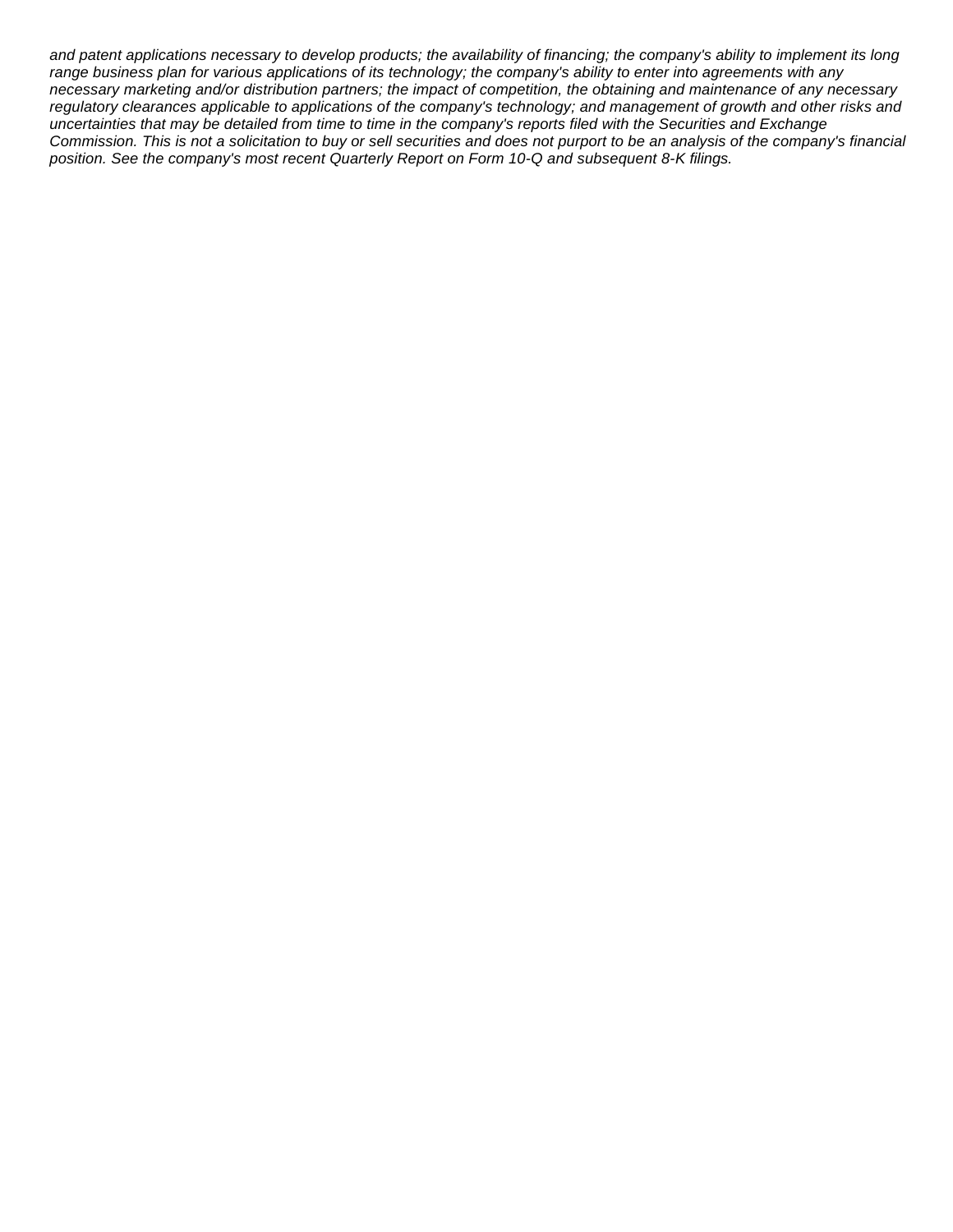*and patent applications necessary to develop products; the availability of financing; the company's ability to implement its long range business plan for various applications of its technology; the company's ability to enter into agreements with any necessary marketing and/or distribution partners; the impact of competition, the obtaining and maintenance of any necessary regulatory clearances applicable to applications of the company's technology; and management of growth and other risks and uncertainties that may be detailed from time to time in the company's reports filed with the Securities and Exchange Commission. This is not a solicitation to buy or sell securities and does not purport to be an analysis of the company's financial position. See the company's most recent Quarterly Report on Form 10-Q and subsequent 8-K filings.*